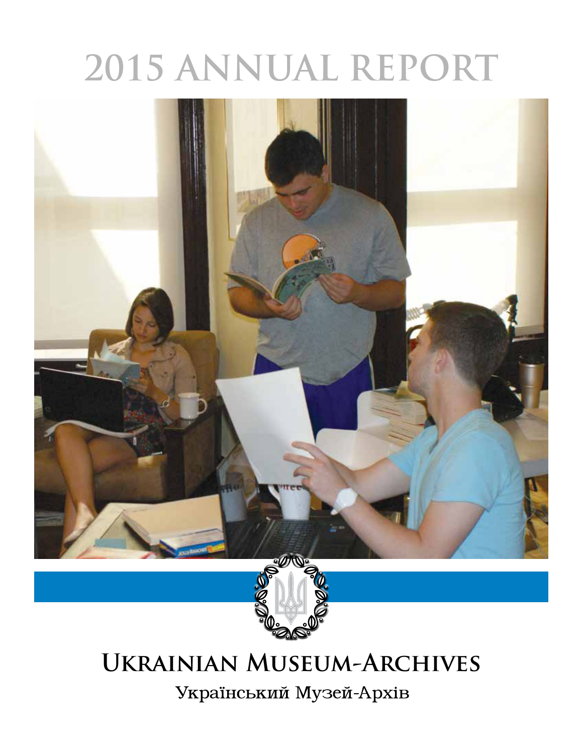# 2015 ANNUAL REPORT

## UKRAINIAN MUSEUM-ARCHIVES

Український Музей-Архів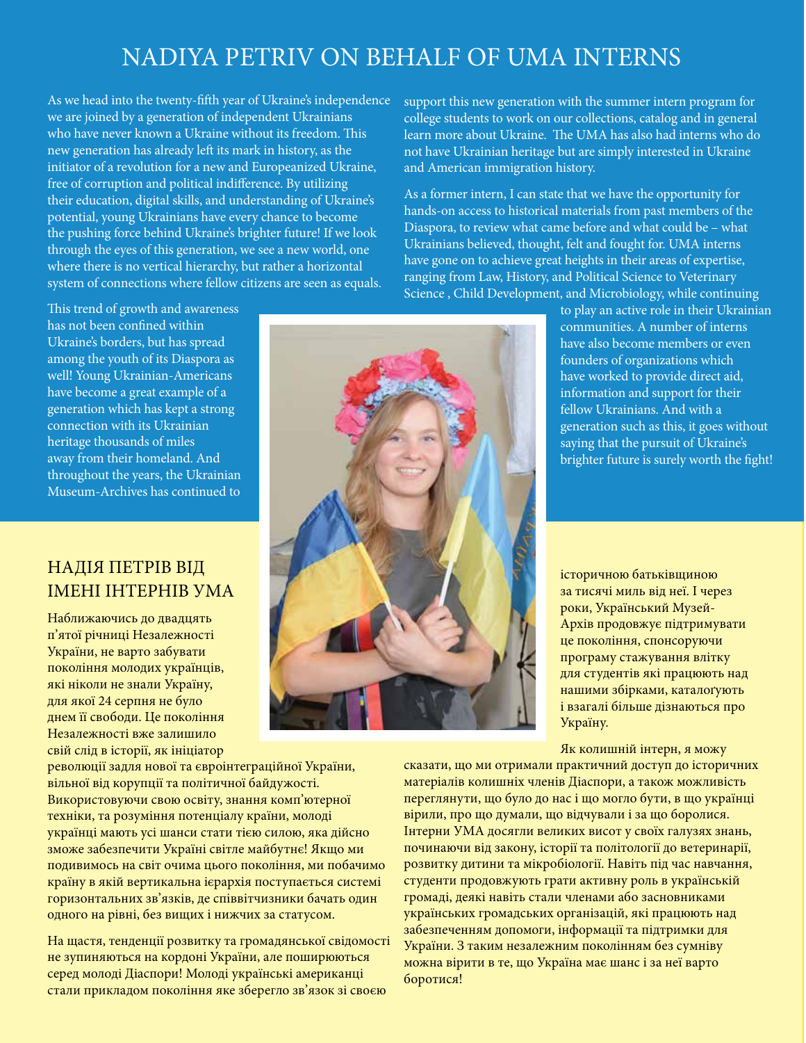# NADIYA PETRIV ON BEHALF OF UMA INTERNS

As we head into the twenty-fifth year of Ukraine's independence we are joined by a generation of independent Ukrainians who have never known a Ukraine without its freedom. This new generation has already left its mark in history, as the initiator of a revolution for a new and Europeanized Ukraine, free of corruption and political indifference. By utilizing their education, digital skills, and understanding of Ukraine's potential, young Ukrainians have every chance to become the pushing force behind Ukraine's brighter future! If we look through the eyes of this generation, we see a new world, one where there is no vertical hierarchy, but rather a horizontal system of connections where fellow citizens are seen as equals.

This trend of growth and awareness has not been confined within Ukraine's borders, but has spread among the youth of its Diaspora as well! Young Ukrainian-Americans have become a great example of a generation which has kept a strong connection with its Ukrainian heritage thousands of miles away from their homeland. And throughout the years, the Ukrainian Museum-Archives has continued to support this new generation with the summer intern program for college students to work on our collections, catalog and in general learn more about Ukraine. The UMA has also had interns who do not have Ukrainian heritage but are simply interested in Ukraine and American immigration history.

As a former intern, I can state that we have the opportunity for hands-on access to historical materials from past members of the Diaspora, to review what came before and what could be – what Ukrainians believed, thought, felt and fought for. UMA interns have gone on to achieve great heights in their areas of expertise, ranging from Law, History, and Political Science to Veterinary Science , Child Development, and Microbiology, while continuing to play an active role in their Ukrainian communities. A number of interns have also become members or even founders of organizations which have worked to provide direct aid, information and support for their fellow Ukrainians. And with a generation such as this, it goes without saying that the pursuit of Ukraine's brighter future is surely worth the fight!

## НАДІЯ ПЕТРІВ ВІД ІМЕНІ ІНТЕРНІВ УМА

Наближаючись до двадцять п'ятої річниці Незалежності України, не варто забувати покоління молодих українців, які ніколи не знали Україну, для якої 24 серпня не було днем її свободи. Це покоління Незалежності вже залишило свій слід в історії, як ініціатор революції задля нової та євроінтеграційної України, вільної від корупції та політичної байдужості. Використовуючи свою освіту, знання комп'ютерної техніки, та розуміння потенціалу країни, молоді українці мають усі шанси стати тією силою, яка дійсно зможе забезпечити Україні світле майбутнє! Якщо ми подивимось на світ очима цього покоління, ми побачимо країну в якій вертикальна ієрархія поступається системі горизонтальних зв'язків, де співвітчизники бачать один одного на рівні, без вищих і нижчих за статусом.

На щастя, тенденції розвитку та громадянської свідомості не зупиняються на кордоні України, але поширюються серед молоді Діаспори! Молоді українські американці стали прикладом покоління яке зберегло зв'язок зі своєю історичною батьківщиною за тисячі миль від неї. І через роки, Український Музей-Архів продовжує підтримувати це покоління, спонсоруючи програму стажування влітку для студентів які працюють над нашими збірками, каталоґують і взагалі більше дізнаються про Україну.

Як колишній інтерн, я можу сказати, що ми отримали практичний доступ до історичних матеріалів колишніх членів Діаспори, а також можливість переглянути, що було до нас і що могло бути, в що українці вірили, про що думали, що відчували і за що боролися. Інтерни УМА досягли великих висот у своїх галузях знань, починаючи від закону, історії та політології до ветеринарії, розвитку дитини та мікробіології. Навіть під час навчання, студенти продовжують грати активну роль в українській громаді, деякі навіть стали членами або засновниками українських громадських організацій, які працюють над забезпеченням допомоги, інформації та підтримки для України. З таким незалежним поколінням без сумніву можна вірити в те, що Україна має шанс і за неї варто боротися!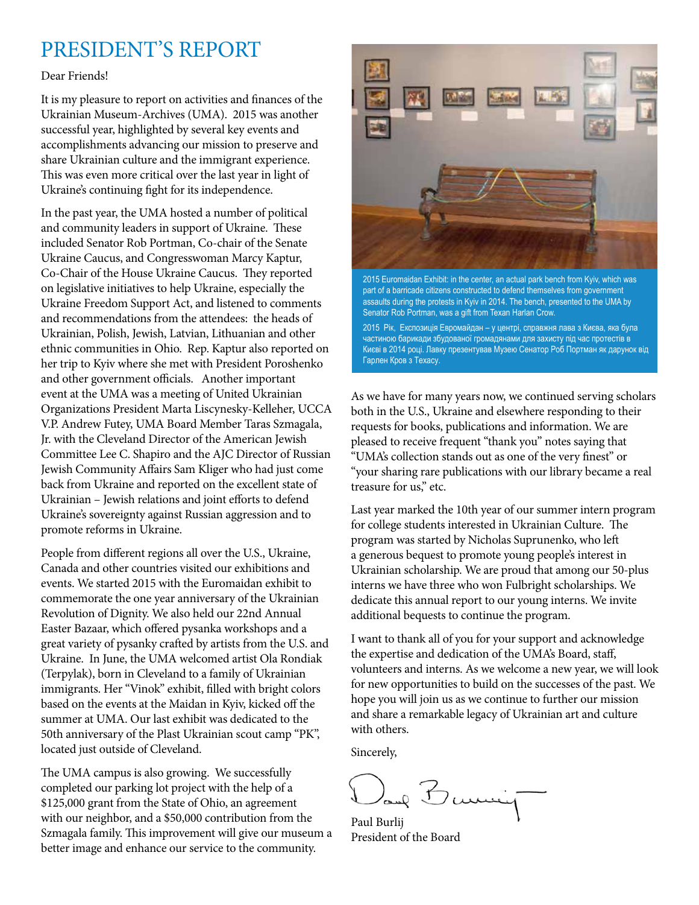# PRESIDENT'S REPORT

Dear Friends!

It is my pleasure to report on activities and finances of the Ukrainian Museum-Archives (UMA). 2015 was another successful year, highlighted by several key events and accomplishments advancing our mission to preserve and share Ukrainian culture and the immigrant experience. This was even more critical over the last year in light of Ukraine's continuing fight for its independence.

In the past year, the UMA hosted a number of political and community leaders in support of Ukraine. These included Senator Rob Portman, Co-chair of the Senate Ukraine Caucus, and Congresswoman Marcy Kaptur, Co-Chair of the House Ukraine Caucus. They reported on legislative initiatives to help Ukraine, especially the Ukraine Freedom Support Act, and listened to comments and recommendations from the attendees: the heads of Ukrainian, Polish, Jewish, Latvian, Lithuanian and other ethnic communities in Ohio. Rep. Kaptur also reported on her trip to Kyiv where she met with President Poroshenko and other government officials. Another important event at the UMA was a meeting of United Ukrainian Organizations President Marta Liscynesky-Kelleher, UCCA V.P. Andrew Futey, UMA Board Member Taras Szmagala, Jr. with the Cleveland Director of the American Jewish Committee Lee C. Shapiro and the AJC Director of Russian Jewish Community Affairs Sam Kliger who had just come back from Ukraine and reported on the excellent state of Ukrainian – Jewish relations and joint efforts to defend Ukraine's sovereignty against Russian aggression and to promote reforms in Ukraine.

People from different regions all over the U.S., Ukraine, Canada and other countries visited our exhibitions and events. We started 2015 with the Euromaidan exhibit to commemorate the one year anniversary of the Ukrainian Revolution of Dignity. We also held our 22nd Annual Easter Bazaar, which offered pysanka workshops and a great variety of pysanky crafted by artists from the U.S. and Ukraine. In June, the UMA welcomed artist Ola Rondiak (Terpylak), born in Cleveland to a family of Ukrainian immigrants. Her "Vinok" exhibit, filled with bright colors based on the events at the Maidan in Kyiv, kicked off the summer at UMA. Our last exhibit was dedicated to the 50th anniversary of the Plast Ukrainian scout camp "PK", located just outside of Cleveland.

The UMA campus is also growing. We successfully completed our parking lot project with the help of a $125,000 grant from the State of Ohio, an agreement with our neighbor, and a $50,000 contribution from the Szmagala family. This improvement will give our museum a better image and enhance our service to the community.

2015 Euromaidan Exhibit: in the center, an actual park bench from Kyiv, which was part of a barricade citizens constructed to defend themselves from government assaults during the protests in Kyiv in 2014. The bench, presented to the UMA by Senator Rob Portman, was a gift from Texan Harlan Crow.

2015 Рік, Експозиція Євромайдан – у центрі, справжня лава з Києва, яка була частиною барикади збудованої громадянами для захисту під час протестів в Києві в 2014 році. Лавку презентував Музею Сенатор Роб Портман як дарунок від Гарлен Кров з Техасу.

As we have for many years now, we continued serving scholars both in the U.S., Ukraine and elsewhere responding to their requests for books, publications and information. We are pleased to receive frequent "thank you" notes saying that "UMA's collection stands out as one of the very finest" or "your sharing rare publications with our library became a real treasure for us," etc.

Last year marked the 10th year of our summer intern program for college students interested in Ukrainian Culture. The program was started by Nicholas Suprunenko, who left a generous bequest to promote young people's interest in Ukrainian scholarship. We are proud that among our 50-plus interns we have three who won Fulbright scholarships. We dedicate this annual report to our young interns. We invite additional bequests to continue the program.

I want to thank all of you for your support and acknowledge the expertise and dedication of the UMA's Board, staff, volunteers and interns. As we welcome a new year, we will look for new opportunities to build on the successes of the past. We hope you will join us as we continue to further our mission and share a remarkable legacy of Ukrainian art and culture with others.

Sincerely,

Paul Burlij
President of the Board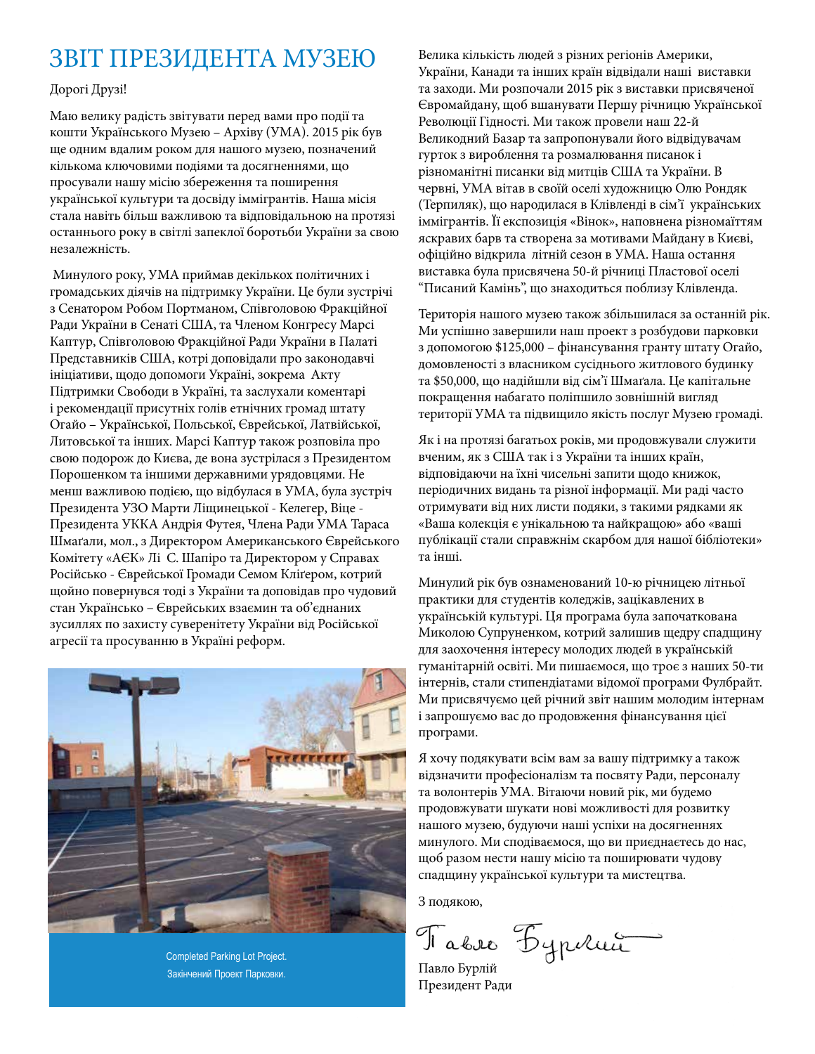# ЗВІТ ПРЕЗИДЕНТА МУЗЕЮ

Дорогі Друзі!

Маю велику радість звітувати перед вами про події та кошти Українського Музею – Архіву (УМА). 2015 рік був ще одним вдалим роком для нашого музею, позначений кількома ключовими подіями та досягненнями, що просували нашу місію збереження та поширення української культури та досвіду іммігрантів. Наша місія стала навіть більш важливою та відповідальною на протязі останнього року в світлі запеклої боротьби України за свою незалежність.

Минулого року, УМА приймав декількох політичних і громадських діячів на підтримку України. Це були зустрічі з Сенатором Робом Портманом, Співголовою Фракційної Ради України в Сенаті США, та Членом Конгресу Марсі Каптур, Співголовою Фракційної Ради України в Палаті Представників США, котрі доповідали про законодавчі ініціативи, щодо допомоги Україні, зокрема Акту Підтримки Свободи в Україні, та заслухали коментарі і рекомендації присутніх голів етнічних громад штату Огайо – Української, Польської, Єврейської, Латвійської, Литовської та інших. Марсі Каптур також розповіла про свою подорож до Києва, де вона зустрілася з Президентом Порошенком та іншими державними урядовцями. Не менш важливою подією, що відбулася в УМА, була зустріч Президента УЗО Марти Ліщинецької - Келегер, Віце - Президента УККА Андрія Футея, Члена Ради УМА Тараса Шмаґали, мол., з Директором Американського Єврейського Комітету «АЄК» Лі С. Шапіро та Директором у Справах Російсько - Єврейської Громади Семом Кліґером, котрий щойно повернувся тоді з України та доповідав про чудовий стан Українсько – Єврейських взаємин та об'єднаних зусиллях по захисту суверенітету України від Російської агресії та просуванню в Україні реформ.

Completed Parking Lot Project.
Закінчений Проект Парковки.

Велика кількість людей з різних регіонів Америки, України, Канади та інших країн відвідали наші виставки та заходи. Ми розпочали 2015 рік з виставки присвяченої Євромайдану, щоб вшанувати Першу річницю Української Революції Гідності. Ми також провели наш 22-й Великодний Базар та запропонували його відвідувачам гурток з вироблення та розмалювання писанок і різноманітні писанки від митців США та України. В червні, УМА вітав в своїй оселі художницю Олю Рондяк (Терпиляк), що народилася в Клівленді в сім'ї українських іммігрантів. Її експозиція «Вінок», наповнена різноманіттям яскравих барв та створена за мотивами Майдану в Києві, офіційно відкрила літній сезон в УМА. Наша остання виставка була присвячена 50-й річниці Пластової оселі "Писаний Камінь", що знаходиться поблизу Клівленда.

Територія нашого музею також збільшилася за останній рік. Ми успішно завершили наш проект з розбудови парковки з допомогою $125,000 – фінансування гранту штату Огайо, домовленості з власником сусіднього житлового будинку та $50,000, що надійшли від сім'ї Шмаґала. Це капітальне покращення набагато поліпшило зовнішній вигляд території УМА та підвищило якість послуг Музею громаді.

Як і на протязі багатьох років, ми продовжували служити вченим, як з США так і з України та інших країн, відповідаючи на їхні чисельні запити щодо книжок, періодичних видань та різної інформації. Ми раді часто отримувати від них листи подяки, з такими рядками як «Ваша колекція є унікальною та найкращою» або «ваші публікації стали справжнім скарбом для нашої бібліотеки» та інші.

Минулий рік був ознаменований 10-ю річницею літньої практики для студентів коледжів, зацікавлених в українській культурі. Ця програма була започаткована Миколою Супруненком, котрий залишив щедру спадщину для заохочення інтересу молодих людей в українській гуманітарній освіті. Ми пишаємося, що троє з наших 50-ти інтернів, стали стипендіатами відомої програми Фулбрайт. Ми присвячуємо цей річний звіт нашим молодим інтернам і запрошуємо вас до продовження фінансування цієї програми.

Я хочу подякувати всім вам за вашу підтримку а також відзначити професіоналізм та посвяту Ради, персоналу та волонтерів УМА. Вітаючи новий рік, ми будемо продовжувати шукати нові можливості для розвитку нашого музею, будуючи наші успіхи на досягненнях минулого. Ми сподіваємося, що ви приєднаєтесь до нас, щоб разом нести нашу місію та поширювати чудову спадщину української культури та мистецтва.

З подякою,

*Павло Бурлій*

Павло Бурлій
Президент Ради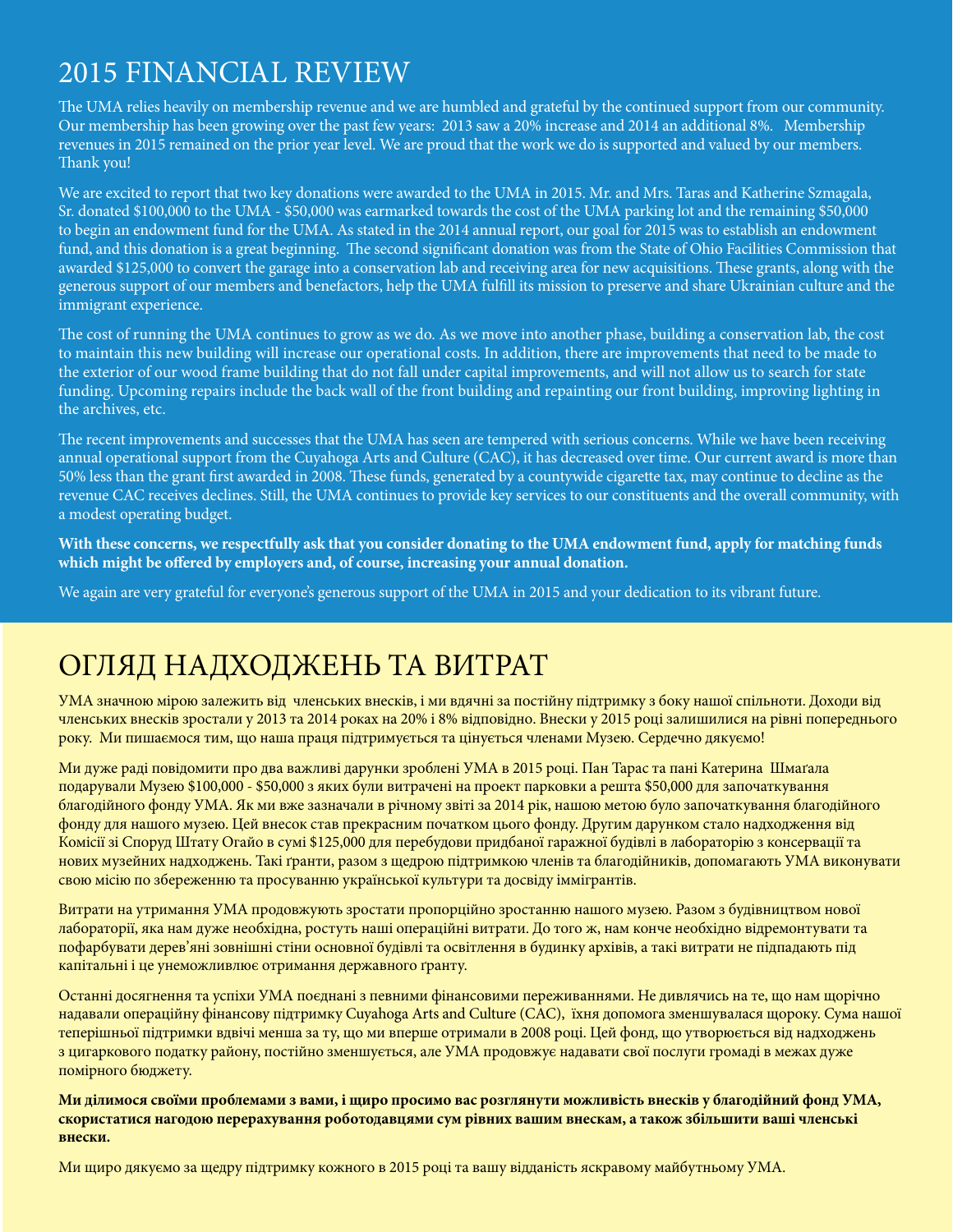# 2015 FINANCIAL REVIEW

The UMA relies heavily on membership revenue and we are humbled and grateful by the continued support from our community. Our membership has been growing over the past few years: 2013 saw a 20% increase and 2014 an additional 8%. Membership revenues in 2015 remained on the prior year level. We are proud that the work we do is supported and valued by our members. Thank you!

We are excited to report that two key donations were awarded to the UMA in 2015. Mr. and Mrs. Taras and Katherine Szmagala, Sr. donated $100,000 to the UMA - $50,000 was earmarked towards the cost of the UMA parking lot and the remaining $50,000 to begin an endowment fund for the UMA. As stated in the 2014 annual report, our goal for 2015 was to establish an endowment fund, and this donation is a great beginning. The second significant donation was from the State of Ohio Facilities Commission that awarded $125,000 to convert the garage into a conservation lab and receiving area for new acquisitions. These grants, along with the generous support of our members and benefactors, help the UMA fulfill its mission to preserve and share Ukrainian culture and the immigrant experience.

The cost of running the UMA continues to grow as we do. As we move into another phase, building a conservation lab, the cost to maintain this new building will increase our operational costs. In addition, there are improvements that need to be made to the exterior of our wood frame building that do not fall under capital improvements, and will not allow us to search for state funding. Upcoming repairs include the back wall of the front building and repainting our front building, improving lighting in the archives, etc.

The recent improvements and successes that the UMA has seen are tempered with serious concerns. While we have been receiving annual operational support from the Cuyahoga Arts and Culture (CAC), it has decreased over time. Our current award is more than 50% less than the grant first awarded in 2008. These funds, generated by a countywide cigarette tax, may continue to decline as the revenue CAC receives declines. Still, the UMA continues to provide key services to our constituents and the overall community, with a modest operating budget.

**With these concerns, we respectfully ask that you consider donating to the UMA endowment fund, apply for matching funds which might be offered by employers and, of course, increasing your annual donation.**

We again are very grateful for everyone's generous support of the UMA in 2015 and your dedication to its vibrant future.

# ОГЛЯД НАДХОДЖЕНЬ ТА ВИТРАТ

УМА значною мірою залежить від членських внесків, і ми вдячні за постійну підтримку з боку нашої спільноти. Доходи від членських внесків зростали у 2013 та 2014 роках на 20% і 8% відповідно. Внески у 2015 році залишилися на рівні попереднього року. Ми пишаємося тим, що наша праця підтримується та цінується членами Музею. Сердечно дякуємо!

Ми дуже раді повідомити про два важливі дарунки зроблені УМА в 2015 році. Пан Тарас та пані Катерина Шмаґала подарували Музею $100,000 - $50,000 з яких були витрачені на проект парковки а решта $50,000 для започаткування благодійного фонду УМА. Як ми вже зазначали в річному звіті за 2014 рік, нашою метою було започаткування благодійного фонду для нашого музею. Цей внесок став прекрасним початком цього фонду. Другим дарунком стало надходження від Комісії зі Споруд Штату Огайо в сумі $125,000 для перебудови придбаної гаражної будівлі в лабораторію з консервації та нових музейних надходжень. Такі ґранти, разом з щедрою підтримкою членів та благодійників, допомагають УМА виконувати свою місію по збереженню та просуванню української культури та досвіду іммігрантів.

Витрати на утримання УМА продовжують зростати пропорційно зростанню нашого музею. Разом з будівництвом нової лабораторії, яка нам дуже необхідна, ростуть наші операційні витрати. До того ж, нам конче необхідно відремонтувати та пофарбувати дерев'яні зовнішні стіни основної будівлі та освітлення в будинку архівів, а такі витрати не підпадають під капітальні і це унеможливлює отримання державного ґранту.

Останні досягнення та успіхи УМА поєднані з певними фінансовими переживаннями. Не дивлячись на те, що нам щорічно надавали операційну фінансову підтримку Cuyahoga Arts and Culture (CAC), їхня допомога зменшувалася щороку. Сума нашої теперішньої підтримки вдвічі менша за ту, що ми вперше отримали в 2008 році. Цей фонд, що утворюється від надходжень з цигаркового податку району, постійно зменшується, але УМА продовжує надавати свої послуги громаді в межах дуже помірного бюджету.

**Ми ділимося своїми проблемами з вами, і щиро просимо вас розглянути можливість внесків у благодійний фонд УМА, скористатися нагодою перерахування роботодавцями сум рівних вашим внескам, а також збільшити ваші членські внески.**

Ми щиро дякуємо за щедру підтримку кожного в 2015 році та вашу відданість яскравому майбутньому УМА.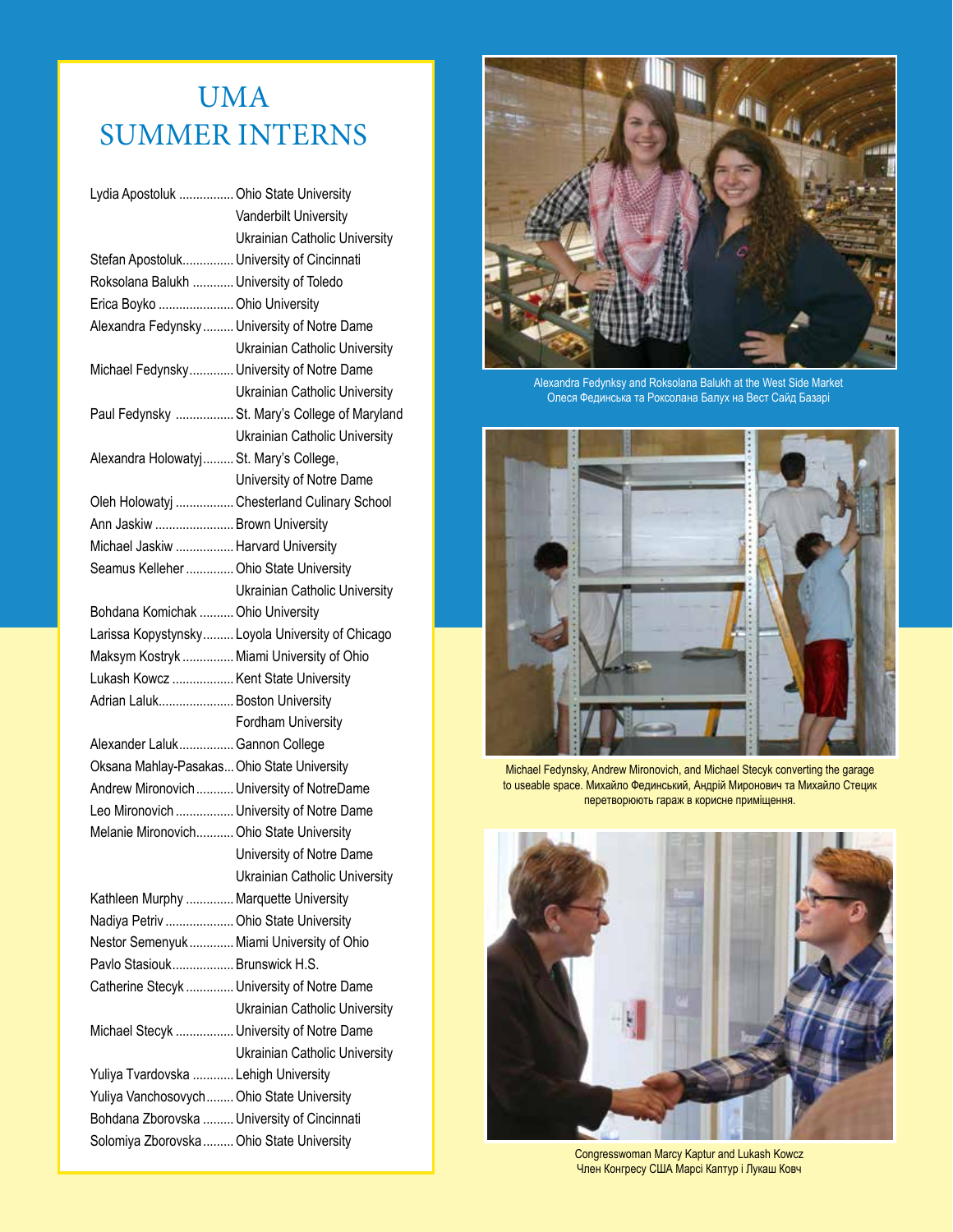# UMA SUMMER INTERNS

| Name | School |
|---|---|
| Lydia Apostoluk | Ohio State University |
| | Vanderbilt University |
| | Ukrainian Catholic University |
| Stefan Apostoluk | University of Cincinnati |
| Roksolana Balukh | University of Toledo |
| Erica Boyko | Ohio University |
| Alexandra Fedynsky | University of Notre Dame |
| | Ukrainian Catholic University |
| Michael Fedynsky | University of Notre Dame |
| | Ukrainian Catholic University |
| Paul Fedynsky | St. Mary's College of Maryland |
| | Ukrainian Catholic University |
| Alexandra Holowatyj | St. Mary's College, |
| | University of Notre Dame |
| Oleh Holowatyj | Chesterland Culinary School |
| Ann Jaskiw | Brown University |
| Michael Jaskiw | Harvard University |
| Seamus Kelleher | Ohio State University |
| | Ukrainian Catholic University |
| Bohdana Komichak | Ohio University |
| Larissa Kopystynsky | Loyola University of Chicago |
| Maksym Kostryk | Miami University of Ohio |
| Lukash Kowcz | Kent State University |
| Adrian Laluk | Boston University |
| | Fordham University |
| Alexander Laluk | Gannon College |
| Oksana Mahlay-Pasakas | Ohio State University |
| Andrew Mironovich | University of NotreDame |
| Leo Mironovich | University of Notre Dame |
| Melanie Mironovich | Ohio State University |
| | University of Notre Dame |
| | Ukrainian Catholic University |
| Kathleen Murphy | Marquette University |
| Nadiya Petriv | Ohio State University |
| Nestor Semenyuk | Miami University of Ohio |
| Pavlo Stasiouk | Brunswick H.S. |
| Catherine Stecyk | University of Notre Dame |
| | Ukrainian Catholic University |
| Michael Stecyk | University of Notre Dame |
| | Ukrainian Catholic University |
| Yuliya Tvardovska | Lehigh University |
| Yuliya Vanchosovych | Ohio State University |
| Bohdana Zborovska | University of Cincinnati |
| Solomiya Zborovska | Ohio State University |

Alexandra Fedynksy and Roksolana Balukh at the West Side Market
Олеся Growing Фединська та Роксолана Балух на Вест Сайд Базарі

Michael Fedynsky, Andrew Mironovich, and Michael Stecyk converting the garage to useable space. Михайло Фединський, Андрій Миронович та Михайло Стецик перетворюють гараж в корисне приміщення.

Congresswoman Marcy Kaptur and Lukash Kowcz
Член Конгресу США Марсі Каптур і Лукаш Ковч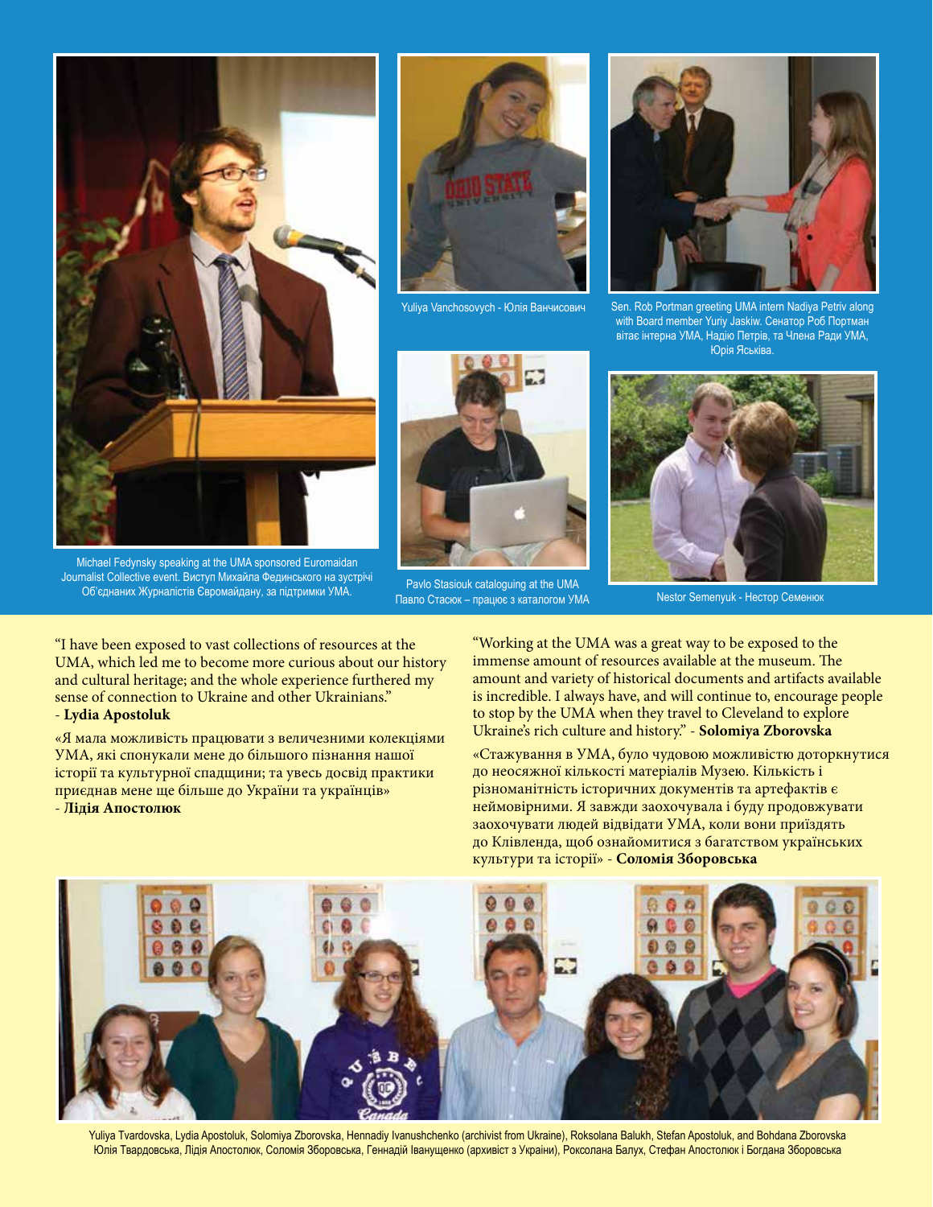Michael Fedynsky speaking at the UMA sponsored Euromaidan Journalist Collective event. Виступ Михайла Фединського на зустрічі Об'єднаних Журналістів Євромайдану, за підтримки УМА.

Yuliya Vanchosovych - Юлія Ванчисович

Sen. Rob Portman greeting UMA intern Nadiya Petriv along with Board member Yuriy Jaskiw. Сенатор Роб Портман вітає інтерна УМА, Надію Петрів, та Члена Ради УМА, Юрія Яськіва.

Pavlo Stasiouk cataloguing at the UMA
Павло Стасюк – працює з каталогом УМА

Nestor Semenyuk - Нестор Семенюк

"I have been exposed to vast collections of resources at the UMA, which led me to become more curious about our history and cultural heritage; and the whole experience furthered my sense of connection to Ukraine and other Ukrainians."
- **Lydia Apostoluk**

«Я мала можливість працювати з величезними колекціями УМА, які спонукали мене до більшого пізнання нашої історії та культурної спадщини; та увесь досвід практики приєднав мене ще більше до України та українців»
- **Лідія Апостолюк**

"Working at the UMA was a great way to be exposed to the immense amount of resources available at the museum. The amount and variety of historical documents and artifacts available is incredible. I always have, and will continue to, encourage people to stop by the UMA when they travel to Cleveland to explore Ukraine's rich culture and history." - **Solomiya Zborovska**

«Стажування в УМА, було чудовою можливістю доторкнутися до неосяжної кількості матеріалів Музею. Кількість і різноманітність історичних документів та артефактів є неймовірними. Я завжди заохочувала і буду продовжувати заохочувати людей відвідати УМА, коли вони приїздять до Клівленда, щоб ознайомитися з багатством українських культури та історії» - **Соломія Зборовська**

Yuliya Tvardovska, Lydia Apostoluk, Solomiya Zborovska, Hennadiy Ivanushchenko (archivist from Ukraine), Roksolana Balukh, Stefan Apostoluk, and Bohdana Zborovska
Юлія Твардовська, Лідія Апостолюк, Соломія Зборовська, Геннадій Іванущенко (архівіст з України), Роксолана Балух, Стефан Апостолюк і Богдана Зборовська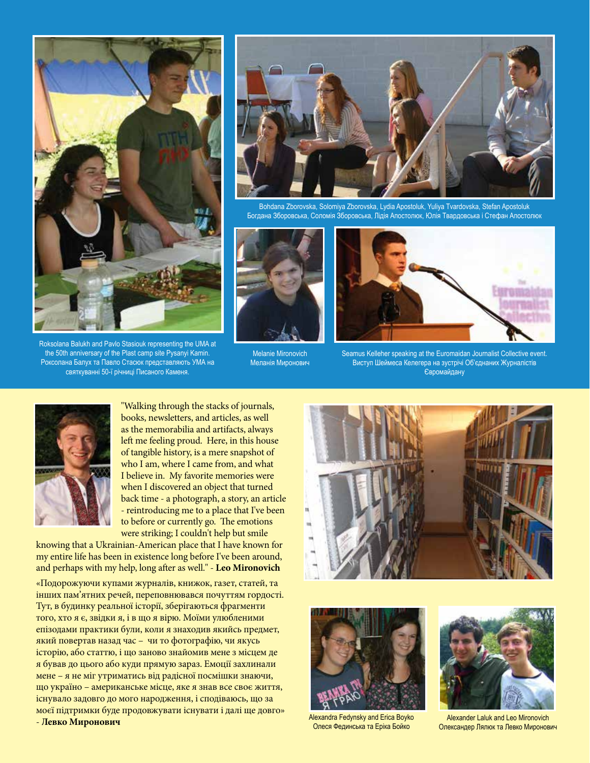Roksolana Balukh and Pavlo Stasiouk representing the UMA at the 50th anniversary of the Plast camp site Pysanyi Kamin.
Роксолана Балух та Павло Стасюк представляють УМА на святкуванні 50-ї річниці Писаного Каменя.

Bohdana Zborovska, Solomiya Zborovska, Lydia Apostoluk, Yuliya Tvardovska, Stefan Apostoluk
Богдана Зборовська, Соломія Зборовська, Лідія Апостолюк, Юлія Твардовська і Стефан Апостолюк

Melanie Mironovich
Меланія Миронович

Seamus Kelleher speaking at the Euromaidan Journalist Collective event.
Виступ Шеймеса Келегера на зустрічі Об'єднаних Журналістів Євромайдану

"Walking through the stacks of journals, books, newsletters, and articles, as well as the memorabilia and artifacts, always left me feeling proud. Here, in this house of tangible history, is a mere snapshot of who I am, where I came from, and what I believe in. My favorite memories were when I discovered an object that turned back time - a photograph, a story, an article - reintroducing me to a place that I've been to before or currently go. The emotions were striking; I couldn't help but smile knowing that a Ukrainian-American place that I have known for my entire life has been in existence long before I've been around, and perhaps with my help, long after as well." - **Leo Mironovich**

«Подорожуючи купами журналів, книжок, газет, статей, та інших пам'ятних речей, переповнювався почуттям гордості. Тут, в будинку реальної історії, зберігаються фрагменти того, хто я є, звідки я, і в що я вірю. Моїми улюбленими епізодами практики були, коли я знаходив якийсь предмет, який повертав назад час – чи то фотографію, чи якусь історію, або статтю, і що заново знайомив мене з місцем де я бував до цього або куди прямую зараз. Емоції захлинали мене – я не міг утриматись від радісної посмішки знаючи, що украйно – американське місце, яке я знав все своє життя, існувало задовго до мого народження, і сподіваюсь, що за моеї підтримки буде продовжувати існувати і далі ще довго» - **Левко Миронович**

Alexandra Fedynsky and Erica Boyko
Олеся Фединська та Еріка Бойко

Alexander Laluk and Leo Mironovich
Олександер Лялюк та Левко Миронович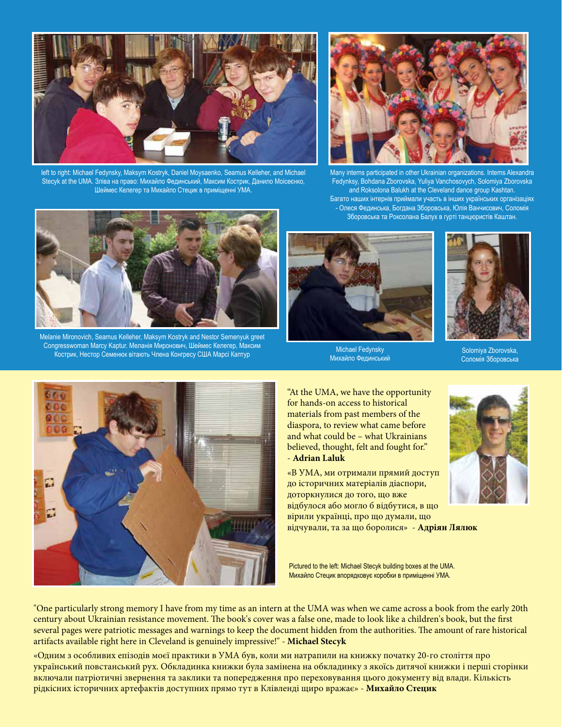left to right: Michael Fedynsky, Maksym Kostryk, Daniel Moysaenko, Seamus Kelleher, and Michael Stecyk at the UMA. Зліва на право: Михайло Фединський, Максим Кострик, Данило Моісеєнко, Шеймес Келегер та Михайло Стецик в приміщенні УМА.

Many interns participated in other Ukrainian organizations. Interns Alexandra Fedynksy, Bohdana Zborovska, Yuliya Vanchosovych, Solomiya Zborovska and Roksolona Balukh at the Cleveland dance group Kashtan. Багато наших інтернів приймали участь в інших українських організаціях - Олеся Фединська, Богдана Зборовська, Юлія Ванчисович, Соломія Зборовська та Роксолана Балух в гурті танцюристів Каштан.

Melanie Mironovich, Seamus Kelleher, Maksym Kostryk and Nestor Semenyuk greet Congresswoman Marcy Kaptur. Меланія Миронович, Шеймес Келегер, Максим Кострик, Нестор Семенюк вітають Члена Конгресу США Марсі Каптур

Michael Fedynsky
Михайло Фединський

Solomiya Zborovska,
Соломія Зборовська

"At the UMA, we have the opportunity for hands-on access to historical materials from past members of the diaspora, to review what came before and what could be – what Ukrainians believed, thought, felt and fought for." - **Adrian Laluk**

«В УМА, ми отримали прямий доступ до історичних матеріалів діаспори, доторкнулися до того, що вже відбулося або могло б відбутися, в що вірили українці, про що думали, що відчували, та за що боролися» - **Адріян Лялюк**

Pictured to the left: Michael Stecyk building boxes at the UMA.
Михайло Стецик впорядковує коробки в приміщенні УМА.

"One particularly strong memory I have from my time as an intern at the UMA was when we came across a book from the early 20th century about Ukrainian resistance movement. The book's cover was a false one, made to look like a children's book, but the first several pages were patriotic messages and warnings to keep the document hidden from the authorities. The amount of rare historical artifacts available right here in Cleveland is genuinely impressive!" - **Michael Stecyk**

«Одним з особливих епізодів моєї практики в УМА був, коли ми натрапили на книжку початку 20-го століття про український повстанський рух. Обкладинка книжки була замінена на обкладинку з якоїсь дитячої книжки і перші сторінки включали патріотичні звернення та заклики та попередження про переховування цього документу від влади. Кількість рідкісних історичних артефактів доступних прямо тут в Клівленді щиро вражає» - **Михайло Стецик**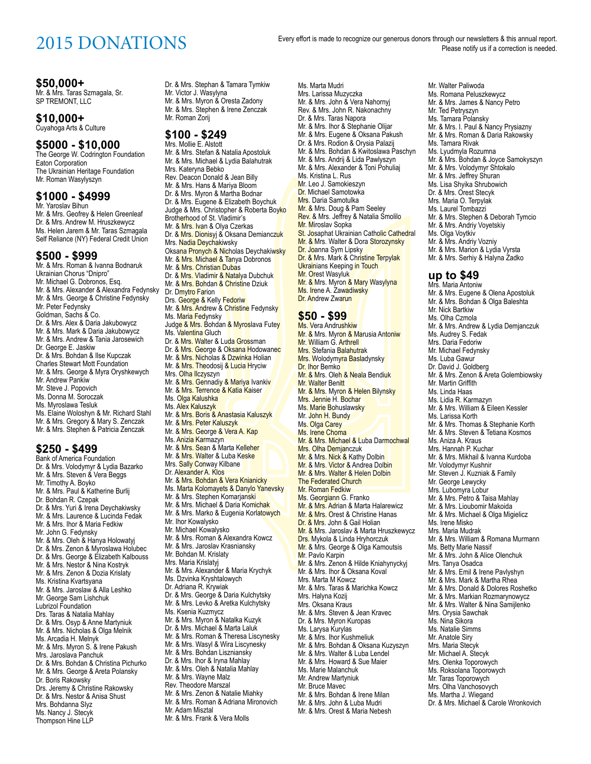# 2015 DONATIONS

Every effort is made to recognize our generous donors through our newsletters & this annual report. Please notify us if a correction is needed.

## $50,000+

Mr. & Mrs. Taras Szmagala, Sr.
SP TREMONT, LLC

## $10,000+

Cuyahoga Arts & Culture

## $5000 - $10,000

The George W. Codrington Foundation
Eaton Corporation
The Ukrainian Heritage Foundation
Mr. Roman Wasylyszyn

## $1000 - $4999

Mr. Yaroslav Bihun
Mr. & Mrs. Geofrey & Helen Greenleaf
Dr. & Mrs. Andrew M. Hruszkewycz
Ms. Helen Jarem & Mr. Taras Szmagala
Self Reliance (NY) Federal Credit Union

## $500 - $999

Mr. & Mrs. Roman & Ivanna Bodnaruk
Ukrainian Chorus "Dnipro"
Mr. Michael G. Dobronos, Esq.
Mr. & Mrs. Alexander & Alexandra Fedynsky
Mr. & Mrs. George & Christine Fedynsky
Mr. Peter Fedynsky
Goldman, Sachs & Co.
Dr. & Mrs. Alex & Daria Jakubowycz
Mr. & Mrs. Mark & Daria Jakubowycz
Mr. & Mrs. Andrew & Tania Jarosewich
Dr. George E. Jaskiw
Dr. & Mrs. Bohdan & Ilse Kupczak
Charles Stewart Mott Foundation
Mr. & Mrs. George & Myra Oryshkewych
Mr. Andrew Pankiw
Mr. Steve J. Popovich
Ms. Donna M. Soroczak
Ms. Myroslawa Tesluk
Ms. Elaine Woloshyn & Mr. Richard Stahl
Mr. & Mrs. Gregory & Mary S. Zenczak
Mr. & Mrs. Stephen & Patricia Zenczak

## $250 - $499

Bank of America Foundation
Dr. & Mrs. Volodymyr & Lydia Bazarko
Mr. & Mrs. Steven & Vera Beggs
Mr. Timothy A. Boyko
Mr. & Mrs. Paul & Katherine Burlij
Dr. Bohdan R. Czepak
Dr. & Mrs. Yuri & Irena Deychakiwsky
Mr. & Mrs. Laurence & Lucinda Fedak
Mr. & Mrs. Ihor & Maria Fedkiw
Mr. John G. Fedynsky
Mr. & Mrs. Oleh & Hanya Holowatyj
Dr. & Mrs. Zenon & Myroslawa Holubec
Dr. & Mrs. George & Elizabeth Kalbouss
Mr. & Mrs. Nestor & Nina Kostryk
Mr. & Mrs. Zenon & Dozia Krislaty
Ms. Kristina Kvartsyana
Mr. & Mrs. Jaroslaw & Alla Leshko
Mr. George Sam Lishchuk
Lubrizol Foundation
Drs. Taras & Natalia Mahlay
Dr. & Mrs. Osyp & Anne Martyniuk
Mr. & Mrs. Nicholas & Olga Melnik
Ms. Arcadia H. Melnyk
Mr. & Mrs. Myron S. & Irene Pakush
Mrs. Jaroslava Panchuk
Dr. & Mrs. Bohdan & Christina Pichurko
Mr. & Mrs. George & Areta Polansky
Dr. Boris Rakowsky
Drs. Jeremy & Christine Rakowsky
Dr. & Mrs. Nestor & Anisa Shust
Mrs. Bohdanna Slyz
Ms. Nancy J. Stecyk
Thompson Hine LLP
Dr. & Mrs. Stephan & Tamara Tymkiw
Mr. Victor J. Wasylyna
Mr. & Mrs. Myron & Oresta Zadony
Mr. & Mrs. Stephen & Irene Zenczak
Mr. Roman Zorij

## $100 - $249

Mrs. Mollie E. Alstott
Mr. & Mrs. Stefan & Natalia Apostoluk
Mr. & Mrs. Michael & Lydia Balahutrak
Mrs. Kateryna Bebko
Rev. Deacon Donald & Jean Billy
Mr. & Mrs. Hans & Mariya Bloom
Dr. & Mrs. Myron & Martha Bodnar
Dr. & Mrs. Eugene & Elizabeth Boychuk
Judge & Mrs. Christopher & Roberta Boyko
Brotherhood of St. Vladimir's
Mr. & Mrs. Ivan & Olya Czerkas
Dr. & Mrs. Dionisyj & Oksana Demianczuk
Mrs. Nadia Deychakiwsky
Oksana Pronych & Nicholas Deychakiwsky
Mr. & Mrs. Michael & Tanya Dobronos
Mr. & Mrs. Christian Dubas
Dr. & Mrs. Vladimir & Natalya Dubchuk
Mr. & Mrs. Bohdan & Christine Dziuk
Dr. Dmytro Farion
Drs. George & Kelly Fedoriw
Mr. & Mrs. Andrew & Christine Fedynsky
Ms. Maria Fedynsky
Judge & Mrs. Bohdan & Myroslava Futey
Ms. Valentina Gluch
Dr. & Mrs. Walter & Luda Grossman
Dr. & Mrs. George & Oksana Hodowanec
Mr. & Mrs. Nicholas & Dzwinka Holian
Mr. & Mrs. Theodosij & Lucia Hryciw
Mrs. Olha Ilczyszyn
Mr. & Mrs. Gennadiy & Mariya Ivankiv
Mr. & Mrs. Terrence & Katia Kaiser
Ms. Olga Kalushka
Ms. Alex Kaluszyk
Mr. & Mrs. Boris & Anastasia Kaluszyk
Mr. & Mrs. Peter Kaluszyk
Mr. & Mrs. George & Vera A. Kap
Ms. Anizia Karmazyn
Mr. & Mrs. Sean & Marta Kelleher
Mr. & Mrs. Walter & Luba Keske
Mrs. Sally Conway Kilbane
Dr. Alexander A. Klos
Mr. & Mrs. Bohdan & Vera Knianicky
Ms. Marta Kolomayets & Danylo Yanevsky
Mr. & Mrs. Stephen Komarjanski
Mr. & Mrs. Michael & Daria Komichak
Mr. & Mrs. Marko & Eugenia Korlatowych
Mr. Ihor Kowalysko
Mr. Michael Kowalysko
Mr. & Mrs. Roman & Alexandra Kowcz
Mr. & Mrs. Jaroslav Krasniansky
Mr. Bohdan M. Krislaty
Mrs. Maria Krislatyj
Mr. & Mrs. Alexander & Maria Krychyk
Ms. Dzvinka Kryshtalowych
Dr. Adriana R. Krywiak
Dr. & Mrs. George & Daria Kulchytsky
Mr. & Mrs. Levko & Aretka Kulchytsky
Ms. Ksenia Kuzmycz
Mr. & Mrs. Myron & Natalka Kuzyk
Dr. & Mrs. Michael & Marta Laluk
Mr. & Mrs. Roman & Theresa Liscynesky
Mr. & Mrs. Wasyl & Wira Liscynesky
Mr. & Mrs. Bohdan Liszniansky
Dr. & Mrs. Ihor & Iryna Mahlay
Mr. & Mrs. Oleh & Natalia Mahlay
Mr. & Mrs. Wayne Malz
Rev. Theodore Marszal
Mr. & Mrs. Zenon & Natalie Miahky
Mr. & Mrs. Roman & Adriana Mironovich
Mr. Adam Misztal
Mr. & Mrs. Frank & Vera Molls
Ms. Marta Mudri
Mrs. Larissa Muzyczka
Mr. & Mrs. John & Vera Nahornyj
Rev. & Mrs. John R. Nakonachny
Dr. & Mrs. Taras Napora
Mr. & Mrs. Ihor & Stephanie Olijar
Mr. & Mrs. Eugene & Oksana Pakush
Dr. & Mrs. Rodion & Orysia Palazij
Mr. & Mrs. Bohdan & Kwitoslawa Paschyn
Mr. & Mrs. Andrij & Lida Pawlyszyn
Mr. & Mrs. Alexander & Toni Pohuliaj
Ms. Kristina L. Rus
Mr. Leo J. Samokieszyn
Dr. Michael Samotowka
Mrs. Daria Samotulka
Mr. & Mrs. Doug & Pam Seeley
Rev. & Mrs. Jeffrey & Natalia Smolilo
Mr. Miroslav Sopka
St. Josaphat Ukrainian Catholic Cathedral
Mr. & Mrs. Walter & Dora Storozynsky
Dr. Joanna Sym Lipsky
Dr. & Mrs. Mark & Christine Terpylak
Ukrainians Keeping in Touch
Mr. Orest Wasyluk
Mr. & Mrs. Myron & Mary Wasylyna
Ms. Irene A. Zawadiwsky
Dr. Andrew Zwarun

## $50 - $99

Ms. Vera Andrushkiw
Mr. & Mrs. Myron & Marusia Antoniw
Mr. William G. Arthrell
Mrs. Stefania Balahutrak
Mrs. Wolodymyra Basladynsky
Dr. Ihor Bemko
Mr. & Mrs. Oleh & Neala Bendiuk
Mr. Walter Benitt
Mr. & Mrs. Myron & Helen Bilynsky
Mrs. Jennie H. Bochar
Ms. Marie Bohuslawsky
Mr. John H. Bundy
Ms. Olga Carey
Ms. Irene Choma
Mr. & Mrs. Michael & Luba Darmochwal
Mrs. Olha Demjanczuk
Mr. & Mrs. Nick & Kathy Dolbin
Mr. & Mrs. Victor & Andrea Dolbin
Mr. & Mrs. Walter & Helen Dolbin
The Federated Church
Mr. Roman Fedkiw
Ms. Georgiann G. Franko
Mr. & Mrs. Adrian & Marta Halarewicz
Mr. & Mrs. Orest & Christine Hanas
Dr. & Mrs. John & Gail Holian
Mr. & Mrs. Jaroslav & Marta Hruszkewycz
Drs. Mykola & Linda Hryhorczuk
Mr. & Mrs. George & Olga Kamoutsis
Mr. Pavlo Karpin
Mr. & Mrs. Zenon & Hilde Kniahynyckyj
Mr. & Mrs. Ihor & Oksana Koval
Mrs. Marta M Kowcz
Mr. & Mrs. Taras & Marichka Kowcz
Mrs. Halyna Kozij
Mrs. Oksana Kraus
Mr. & Mrs. Steven & Jean Kravec
Dr. & Mrs. Myron Kuropas
Ms. Larysa Kurylas
Mr. & Mrs. Ihor Kushmeliuk
Mr. & Mrs. Bohdan & Oksana Kuzyszyn
Mr. & Mrs. Walter & Luba Lendel
Mr. & Mrs. Howard & Sue Maier
Ms. Marie Malanchuk
Mr. Andrew Martyniuk
Mr. Bruce Mavec
Mr. & Mrs. Bohdan & Irene Milan
Mr. & Mrs. John & Luba Mudri
Mr. & Mrs. Orest & Maria Nebesh
Mr. Walter Paliwoda
Ms. Romana Peluszkewycz
Mr. & Mrs. James & Nancy Petro
Mr. Ted Petryszyn
Ms. Tamara Polansky
Mr. & Mrs. I. Paul & Nancy Prysiazny
Mr. & Mrs. Roman & Daria Rakowsky
Ms. Tamara Rivak
Ms. Lyudmyla Rozumna
Mr. & Mrs. Bohdan & Joyce Samokyszyn
Mr. & Mrs. Volodymyr Shtokalo
Mr. & Mrs. Jeffrey Shuran
Ms. Lisa Shyika Shrubowich
Dr. & Mrs. Orest Stecyk
Mrs. Maria O. Terpylak
Ms. Laurel Tombazzi
Mr. & Mrs. Stephen & Deborah Tymcio
Mr. & Mrs. Andriy Voyetskiy
Ms. Olga Voytkiv
Mr. & Mrs. Andriy Vozniy
Mr. & Mrs. Marion & Lydia Vyrsta
Mr. & Mrs. Serhiy & Halyna Zadko

## up to $49

Mrs. Maria Antoniw
Mr. & Mrs. Eugene & Olena Apostoluk
Mr. & Mrs. Bohdan & Olga Baleshta
Mr. Nick Bartkiw
Ms. Olha Czmola
Mr. & Mrs. Andrew & Lydia Demjanczuk
Ms. Audrey S. Fedak
Mrs. Daria Fedoriw
Mr. Michael Fedynsky
Ms. Luba Gawur
Dr. David J. Goldberg
Mr. & Mrs. Zenon & Areta Golembiowsky
Mr. Martin Griffith
Ms. Linda Haas
Ms. Lidia R. Karmazyn
Mr. & Mrs. William & Eileen Kessler
Ms. Larissa Korth
Mr. & Mrs. Thomas & Stephanie Korth
Mr. & Mrs. Steven & Tetiana Kosmos
Ms. Aniza A. Kraus
Mrs. Hannah P. Kuchar
Mr. & Mrs. Mikhail & Ivanna Kurdoba
Mr. Volodymyr Kushnir
Mr. Steven J. Kuzniak & Family
Mr. George Lewycky
Mrs. Lubomyra Lobur
Mr. & Mrs. Petro & Taisa Mahlay
Mr. & Mrs. Lioubomir Makoida
Mr. & Mrs. Michael & Olga Migielicz
Ms. Irene Misko
Mrs. Maria Mudrak
Mr. & Mrs. William & Romana Murmann
Ms. Betty Marie Nassif
Mr. & Mrs. John & Alice Olenchuk
Mrs. Tanya Osadca
Mr. & Mrs. Emil & Irene Pavlyshyn
Mr. & Mrs. Mark & Martha Rhea
Mr. & Mrs. Donald & Dolores Roshetko
Mr. & Mrs. Markian Rozmarynowycz
Mr. & Mrs. Walter & Nina Samijlenko
Mrs. Orysia Sawchak
Ms. Nina Sikora
Ms. Natalie Simms
Mr. Anatole Siry
Mrs. Maria Stecyk
Mr. Michael A. Stecyk
Mrs. Olenka Toporowych
Ms. Roksolana Toporowych
Mr. Taras Toporowych
Mrs. Olha Vanchosovych
Ms. Martha J. Wiegand
Dr. & Mrs. Michael & Carole Wronkovich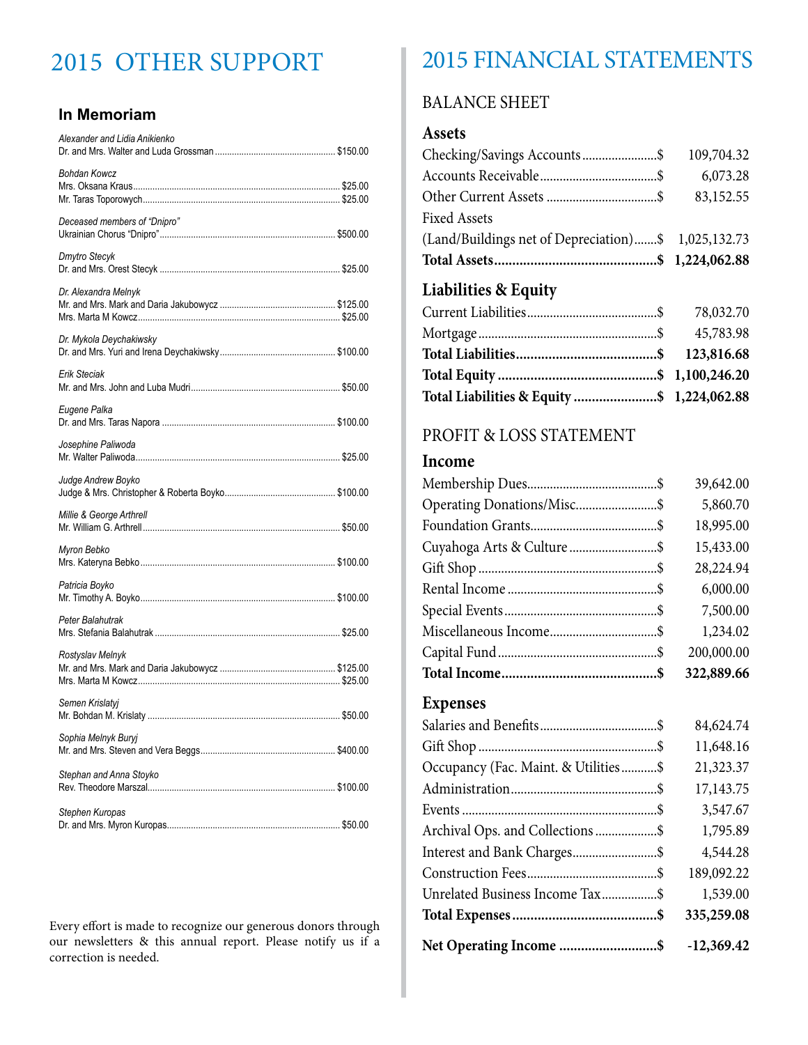# 2015 OTHER SUPPORT

### In Memoriam

*Alexander and Lidia Anikienko*
Dr. and Mrs. Walter and Luda Grossman ............ $150.00

*Bohdan Kowcz*
Mrs. Oksana Kraus ............ $25.00
Mr. Taras Toporowych ............ $25.00

*Deceased members of "Dnipro"*
Ukrainian Chorus "Dnipro" ............ $500.00

*Dmytro Stecyk*
Dr. and Mrs. Orest Stecyk ............ $25.00

*Dr. Alexandra Melnyk*
Mr. and Mrs. Mark and Daria Jakubowycz ............ $125.00
Mrs. Marta M Kowcz ............ $25.00

*Dr. Mykola Deychakiwsky*
Dr. and Mrs. Yuri and Irena Deychakiwsky ............ $100.00

*Erik Steciak*
Mr. and Mrs. John and Luba Mudri ............ $50.00

*Eugene Palka*
Dr. and Mrs. Taras Napora ............ $100.00

*Josephine Paliwoda*
Mr. Walter Paliwoda ............ $25.00

*Judge Andrew Boyko*
Judge & Mrs. Christopher & Roberta Boyko ............ $100.00

*Millie & George Arthrell*
Mr. William G. Arthrell ............ $50.00

*Myron Bebko*
Mrs. Kateryna Bebko ............ $100.00

*Patricia Boyko*
Mr. Timothy A. Boyko ............ $100.00

*Peter Balahutrak*
Mrs. Stefania Balahutrak ............ $25.00

*Rostyslav Melnyk*
Mr. and Mrs. Mark and Daria Jakubowycz ............ $125.00
Mrs. Marta M Kowcz ............ $25.00

*Semen Krislatyj*
Mr. Bohdan M. Krislaty ............ $50.00

*Sophia Melnyk Buryj*
Mr. and Mrs. Steven and Vera Beggs ............ $400.00

*Stephan and Anna Stoyko*
Rev. Theodore Marszal ............ $100.00

*Stephen Kuropas*
Dr. and Mrs. Myron Kuropas ............ $50.00

Every effort is made to recognize our generous donors through our newsletters & this annual report. Please notify us if a correction is needed.

# 2015 FINANCIAL STATEMENTS

## BALANCE SHEET

### Assets

| | |
|---|---|
| Checking/Savings Accounts | $ 109,704.32 |
| Accounts Receivable | $ 6,073.28 |
| Other Current Assets | $ 83,152.55 |
| Fixed Assets (Land/Buildings net of Depreciation) | $ 1,025,132.73 |
| **Total Assets** | **$ 1,224,062.88** |

### Liabilities & Equity

| | |
|---|---|
| Current Liabilities | $ 78,032.70 |
| Mortgage | $ 45,783.98 |
| **Total Liabilities** | **$ 123,816.68** |
| **Total Equity** | **$ 1,100,246.20** |
| **Total Liabilities & Equity** | **$ 1,224,062.88** |

## PROFIT & LOSS STATEMENT

### Income

| | |
|---|---|
| Membership Dues | $ 39,642.00 |
| Operating Donations/Misc. | $ 5,860.70 |
| Foundation Grants | $ 18,995.00 |
| Cuyahoga Arts & Culture | $ 15,433.00 |
| Gift Shop | $ 28,224.94 |
| Rental Income | $ 6,000.00 |
| Special Events | $ 7,500.00 |
| Miscellaneous Income | $ 1,234.02 |
| Capital Fund | $ 200,000.00 |
| **Total Income** | **$ 322,889.66** |

### Expenses

| | |
|---|---|
| Salaries and Benefits | $ 84,624.74 |
| Gift Shop | $ 11,648.16 |
| Occupancy (Fac. Maint. & Utilities | $ 21,323.37 |
| Administration | $ 17,143.75 |
| Events | $ 3,547.67 |
| Archival Ops. and Collections | $ 1,795.89 |
| Interest and Bank Charges | $ 4,544.28 |
| Construction Fees | $ 189,092.22 |
| Unrelated Business Income Tax | $ 1,539.00 |
| **Total Expenses** | **$ 335,259.08** |
| **Net Operating Income** | **$ -12,369.42** |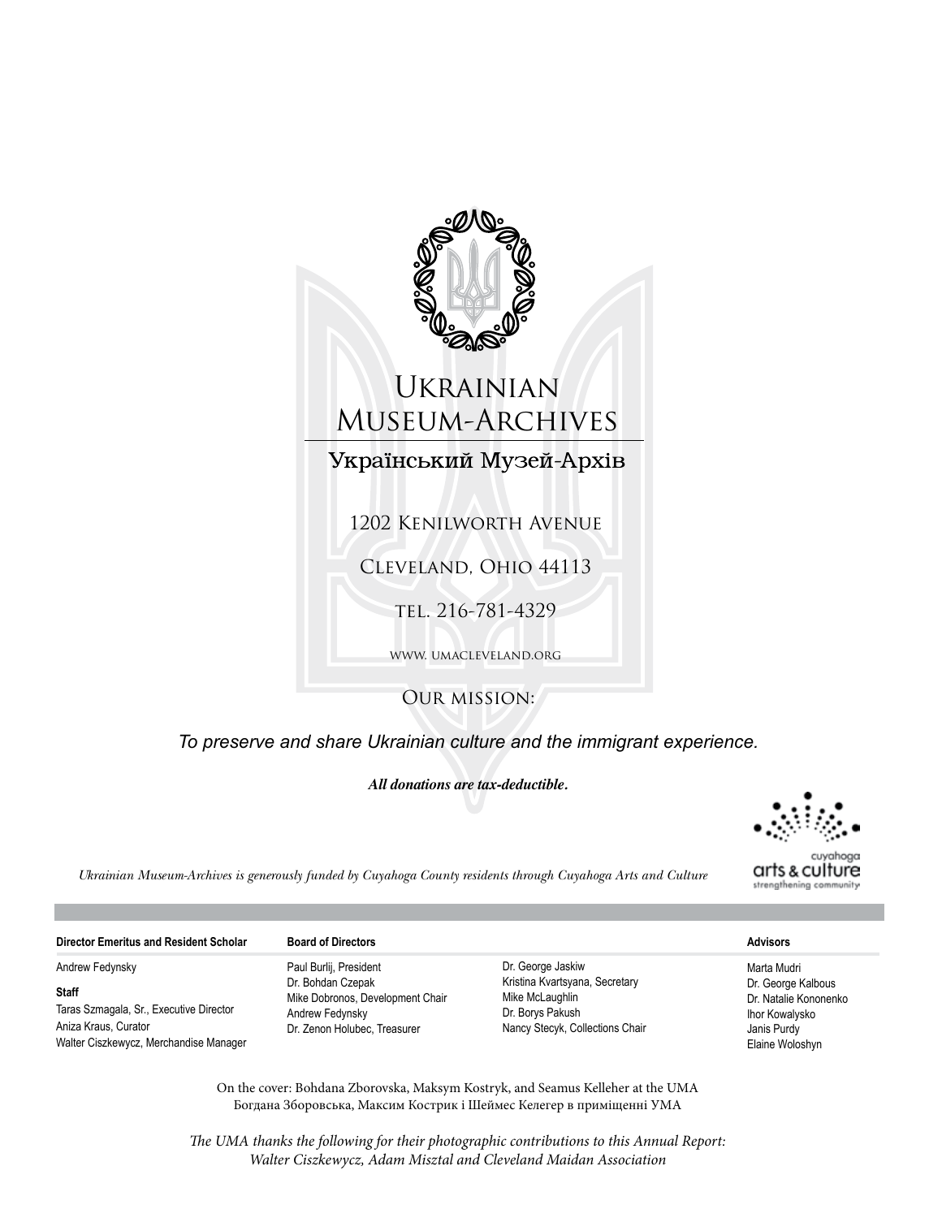# Ukrainian Museum-Archives

Український Музей-Архів

1202 Kenilworth Avenue

Cleveland, Ohio 44113

tel. 216-781-4329

www. umacleveland.org

Our mission:

*To preserve and share Ukrainian culture and the immigrant experience.*

***All donations are tax-deductible.***

*Ukrainian Museum-Archives is generously funded by Cuyahoga County residents through Cuyahoga Arts and Culture*

cuyahoga arts & culture strengthening community

**Director Emeritus and Resident Scholar**

Andrew Fedynsky

**Staff**

Taras Szmagala, Sr., Executive Director
Aniza Kraus, Curator
Walter Ciszkewycz, Merchandise Manager

**Board of Directors**

Paul Burlij, President
Dr. Bohdan Czepak
Mike Dobronos, Development Chair
Andrew Fedynsky
Dr. Zenon Holubec, Treasurer
Dr. George Jaskiw
Kristina Kvartsyana, Secretary
Mike McLaughlin
Dr. Borys Pakush
Nancy Stecyk, Collections Chair

**Advisors**

Marta Mudri
Dr. George Kalbous
Dr. Natalie Kononenko
Ihor Kowalysko
Janis Purdy
Elaine Woloshyn

On the cover: Bohdana Zborovska, Maksym Kostryk, and Seamus Kelleher at the UMA
Богдана Зборовська, Максим Кострик і Шеймес Келегер в приміщенні УМА

*The UMA thanks the following for their photographic contributions to this Annual Report: Walter Ciszkewycz, Adam Misztal and Cleveland Maidan Association*